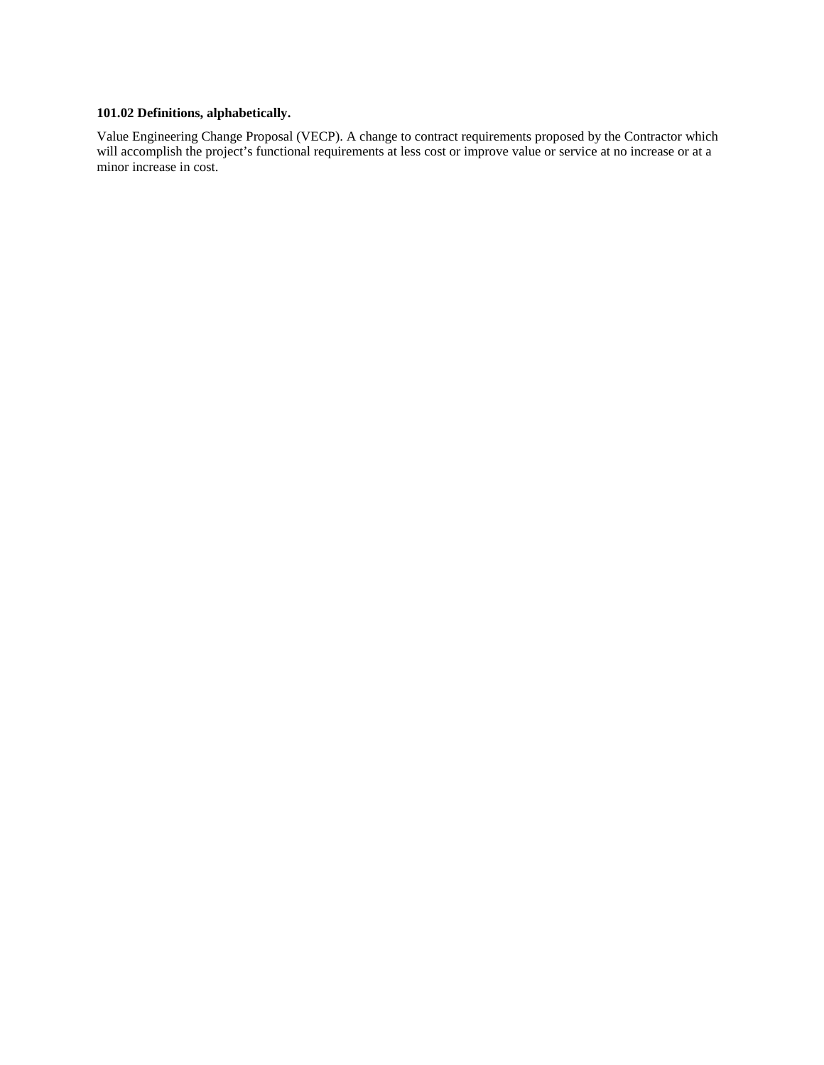**101.02 Definitions, alphabetically.**

Value Engineering Change Proposal (VECP). A change to contract requirements proposed by the Contractor which will accomplish the project's functional requirements at less cost or improve value or service at no increase or at a minor increase in cost.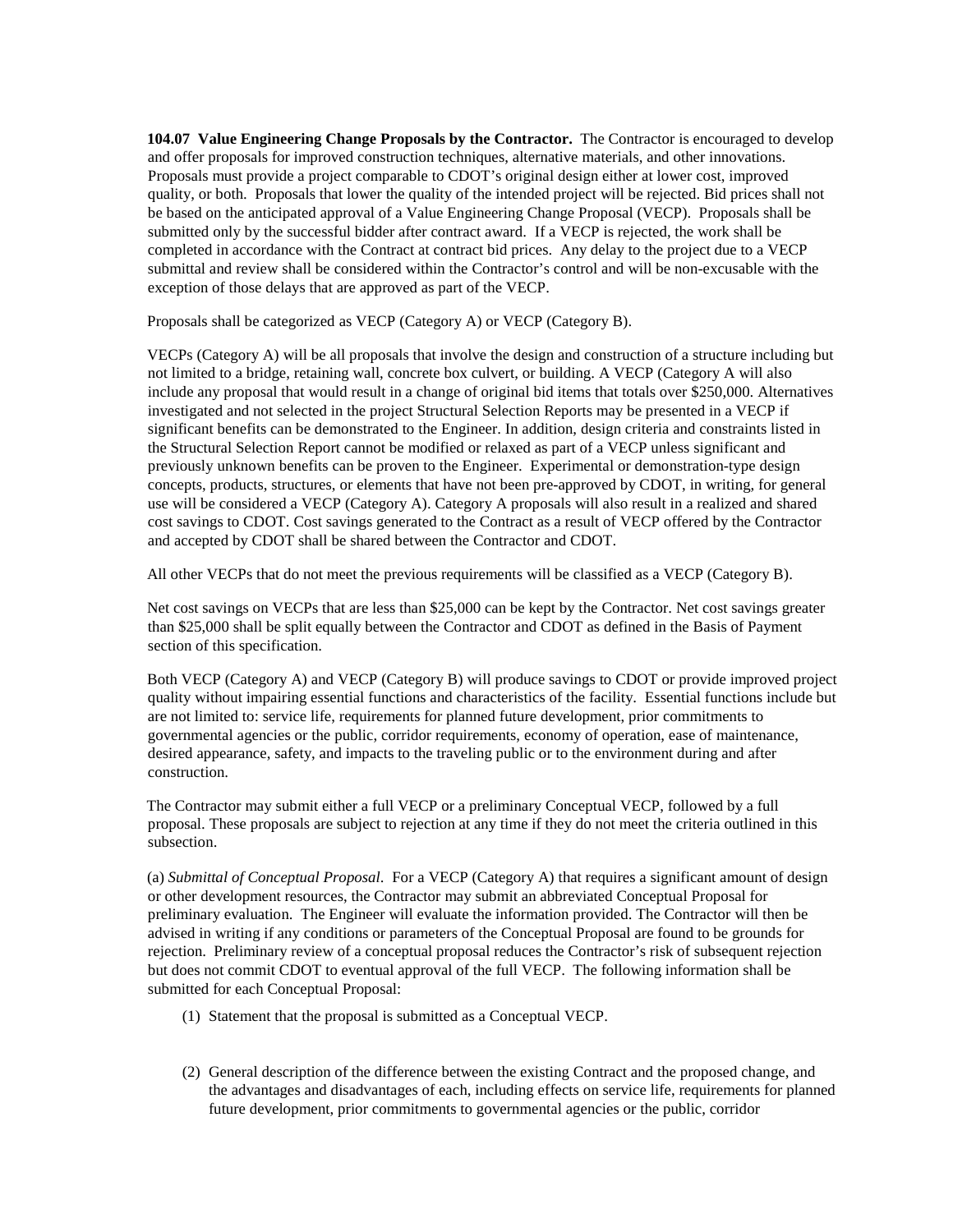**104.07 Value Engineering Change Proposals by the Contractor.** The Contractor is encouraged to develop and offer proposals for improved construction techniques, alternative materials, and other innovations. Proposals must provide a project comparable to CDOT's original design either at lower cost, improved quality, or both. Proposals that lower the quality of the intended project will be rejected. Bid prices shall not be based on the anticipated approval of a Value Engineering Change Proposal (VECP). Proposals shall be submitted only by the successful bidder after contract award. If a VECP is rejected, the work shall be completed in accordance with the Contract at contract bid prices. Any delay to the project due to a VECP submittal and review shall be considered within the Contractor's control and will be non-excusable with the exception of those delays that are approved as part of the VECP.

Proposals shall be categorized as VECP (Category A) or VECP (Category B).

VECPs (Category A) will be all proposals that involve the design and construction of a structure including but not limited to a bridge, retaining wall, concrete box culvert, or building. A VECP (Category A will also include any proposal that would result in a change of original bid items that totals over $250,000. Alternatives investigated and not selected in the project Structural Selection Reports may be presented in a VECP if significant benefits can be demonstrated to the Engineer. In addition, design criteria and constraints listed in the Structural Selection Report cannot be modified or relaxed as part of a VECP unless significant and previously unknown benefits can be proven to the Engineer. Experimental or demonstration-type design concepts, products, structures, or elements that have not been pre-approved by CDOT, in writing, for general use will be considered a VECP (Category A). Category A proposals will also result in a realized and shared cost savings to CDOT. Cost savings generated to the Contract as a result of VECP offered by the Contractor and accepted by CDOT shall be shared between the Contractor and CDOT.

All other VECPs that do not meet the previous requirements will be classified as a VECP (Category B).

Net cost savings on VECPs that are less than $25,000 can be kept by the Contractor. Net cost savings greater than $25,000 shall be split equally between the Contractor and CDOT as defined in the Basis of Payment section of this specification.

Both VECP (Category A) and VECP (Category B) will produce savings to CDOT or provide improved project quality without impairing essential functions and characteristics of the facility. Essential functions include but are not limited to: service life, requirements for planned future development, prior commitments to governmental agencies or the public, corridor requirements, economy of operation, ease of maintenance, desired appearance, safety, and impacts to the traveling public or to the environment during and after construction.

The Contractor may submit either a full VECP or a preliminary Conceptual VECP, followed by a full proposal. These proposals are subject to rejection at any time if they do not meet the criteria outlined in this subsection.

(a) *Submittal of Conceptual Proposal*. For a VECP (Category A) that requires a significant amount of design or other development resources, the Contractor may submit an abbreviated Conceptual Proposal for preliminary evaluation. The Engineer will evaluate the information provided. The Contractor will then be advised in writing if any conditions or parameters of the Conceptual Proposal are found to be grounds for rejection. Preliminary review of a conceptual proposal reduces the Contractor's risk of subsequent rejection but does not commit CDOT to eventual approval of the full VECP. The following information shall be submitted for each Conceptual Proposal:

(1) Statement that the proposal is submitted as a Conceptual VECP.

(2) General description of the difference between the existing Contract and the proposed change, and the advantages and disadvantages of each, including effects on service life, requirements for planned future development, prior commitments to governmental agencies or the public, corridor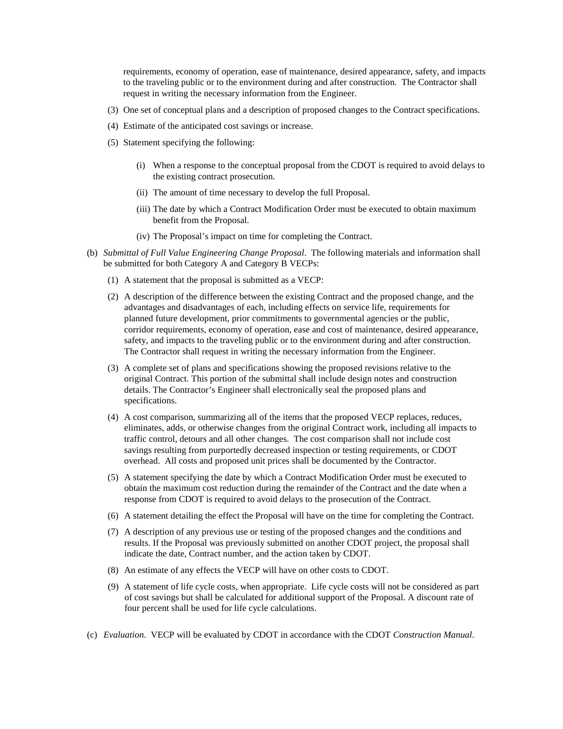requirements, economy of operation, ease of maintenance, desired appearance, safety, and impacts to the traveling public or to the environment during and after construction. The Contractor shall request in writing the necessary information from the Engineer.

(3) One set of conceptual plans and a description of proposed changes to the Contract specifications.

(4) Estimate of the anticipated cost savings or increase.

(5) Statement specifying the following:

(i) When a response to the conceptual proposal from the CDOT is required to avoid delays to the existing contract prosecution.

(ii) The amount of time necessary to develop the full Proposal.

(iii) The date by which a Contract Modification Order must be executed to obtain maximum benefit from the Proposal.

(iv) The Proposal's impact on time for completing the Contract.

(b) *Submittal of Full Value Engineering Change Proposal*. The following materials and information shall be submitted for both Category A and Category B VECPs:

(1) A statement that the proposal is submitted as a VECP:

(2) A description of the difference between the existing Contract and the proposed change, and the advantages and disadvantages of each, including effects on service life, requirements for planned future development, prior commitments to governmental agencies or the public, corridor requirements, economy of operation, ease and cost of maintenance, desired appearance, safety, and impacts to the traveling public or to the environment during and after construction. The Contractor shall request in writing the necessary information from the Engineer.

(3) A complete set of plans and specifications showing the proposed revisions relative to the original Contract. This portion of the submittal shall include design notes and construction details. The Contractor's Engineer shall electronically seal the proposed plans and specifications.

(4) A cost comparison, summarizing all of the items that the proposed VECP replaces, reduces, eliminates, adds, or otherwise changes from the original Contract work, including all impacts to traffic control, detours and all other changes. The cost comparison shall not include cost savings resulting from purportedly decreased inspection or testing requirements, or CDOT overhead. All costs and proposed unit prices shall be documented by the Contractor.

(5) A statement specifying the date by which a Contract Modification Order must be executed to obtain the maximum cost reduction during the remainder of the Contract and the date when a response from CDOT is required to avoid delays to the prosecution of the Contract.

(6) A statement detailing the effect the Proposal will have on the time for completing the Contract.

(7) A description of any previous use or testing of the proposed changes and the conditions and results. If the Proposal was previously submitted on another CDOT project, the proposal shall indicate the date, Contract number, and the action taken by CDOT.

(8) An estimate of any effects the VECP will have on other costs to CDOT.

(9) A statement of life cycle costs, when appropriate. Life cycle costs will not be considered as part of cost savings but shall be calculated for additional support of the Proposal. A discount rate of four percent shall be used for life cycle calculations.

(c) *Evaluation.* VECP will be evaluated by CDOT in accordance with the CDOT *Construction Manual*.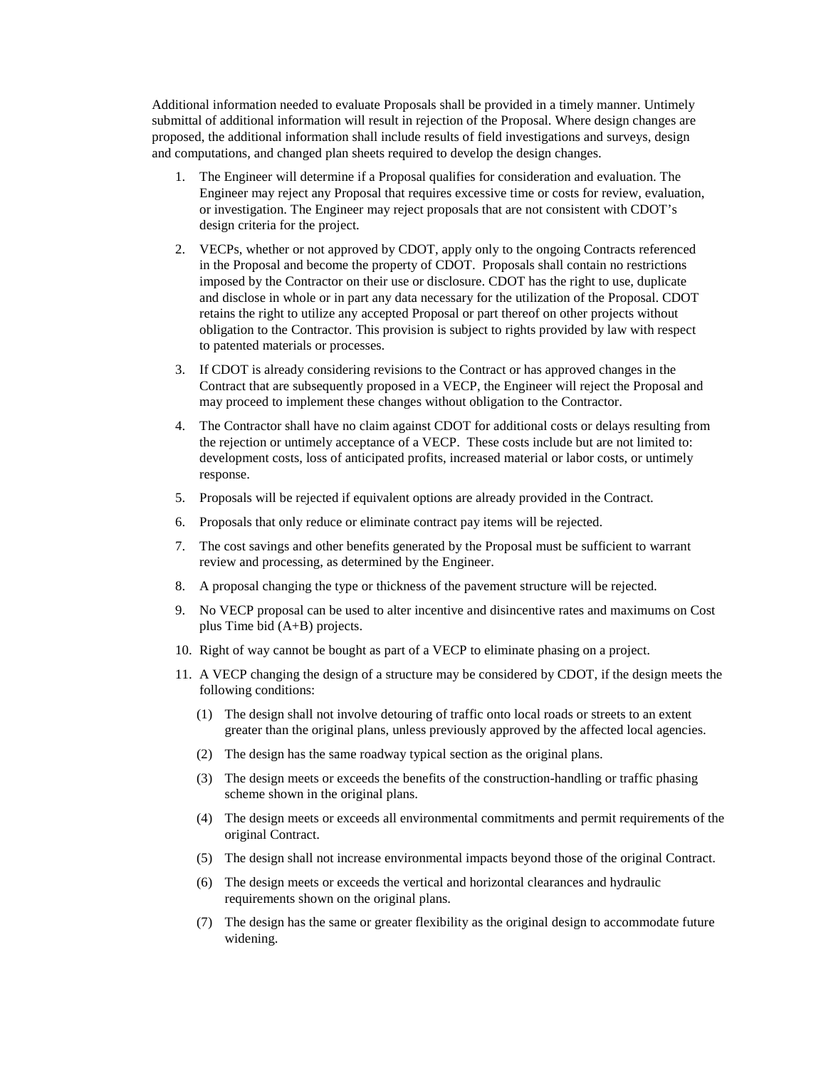Additional information needed to evaluate Proposals shall be provided in a timely manner. Untimely submittal of additional information will result in rejection of the Proposal. Where design changes are proposed, the additional information shall include results of field investigations and surveys, design and computations, and changed plan sheets required to develop the design changes.

1. The Engineer will determine if a Proposal qualifies for consideration and evaluation. The Engineer may reject any Proposal that requires excessive time or costs for review, evaluation, or investigation. The Engineer may reject proposals that are not consistent with CDOT's design criteria for the project.

2. VECPs, whether or not approved by CDOT, apply only to the ongoing Contracts referenced in the Proposal and become the property of CDOT. Proposals shall contain no restrictions imposed by the Contractor on their use or disclosure. CDOT has the right to use, duplicate and disclose in whole or in part any data necessary for the utilization of the Proposal. CDOT retains the right to utilize any accepted Proposal or part thereof on other projects without obligation to the Contractor. This provision is subject to rights provided by law with respect to patented materials or processes.

3. If CDOT is already considering revisions to the Contract or has approved changes in the Contract that are subsequently proposed in a VECP, the Engineer will reject the Proposal and may proceed to implement these changes without obligation to the Contractor.

4. The Contractor shall have no claim against CDOT for additional costs or delays resulting from the rejection or untimely acceptance of a VECP. These costs include but are not limited to: development costs, loss of anticipated profits, increased material or labor costs, or untimely response.

5. Proposals will be rejected if equivalent options are already provided in the Contract.

6. Proposals that only reduce or eliminate contract pay items will be rejected.

7. The cost savings and other benefits generated by the Proposal must be sufficient to warrant review and processing, as determined by the Engineer.

8. A proposal changing the type or thickness of the pavement structure will be rejected.

9. No VECP proposal can be used to alter incentive and disincentive rates and maximums on Cost plus Time bid (A+B) projects.

10. Right of way cannot be bought as part of a VECP to eliminate phasing on a project.

11. A VECP changing the design of a structure may be considered by CDOT, if the design meets the following conditions:

    (1) The design shall not involve detouring of traffic onto local roads or streets to an extent greater than the original plans, unless previously approved by the affected local agencies.

    (2) The design has the same roadway typical section as the original plans.

    (3) The design meets or exceeds the benefits of the construction-handling or traffic phasing scheme shown in the original plans.

    (4) The design meets or exceeds all environmental commitments and permit requirements of the original Contract.

    (5) The design shall not increase environmental impacts beyond those of the original Contract.

    (6) The design meets or exceeds the vertical and horizontal clearances and hydraulic requirements shown on the original plans.

    (7) The design has the same or greater flexibility as the original design to accommodate future widening.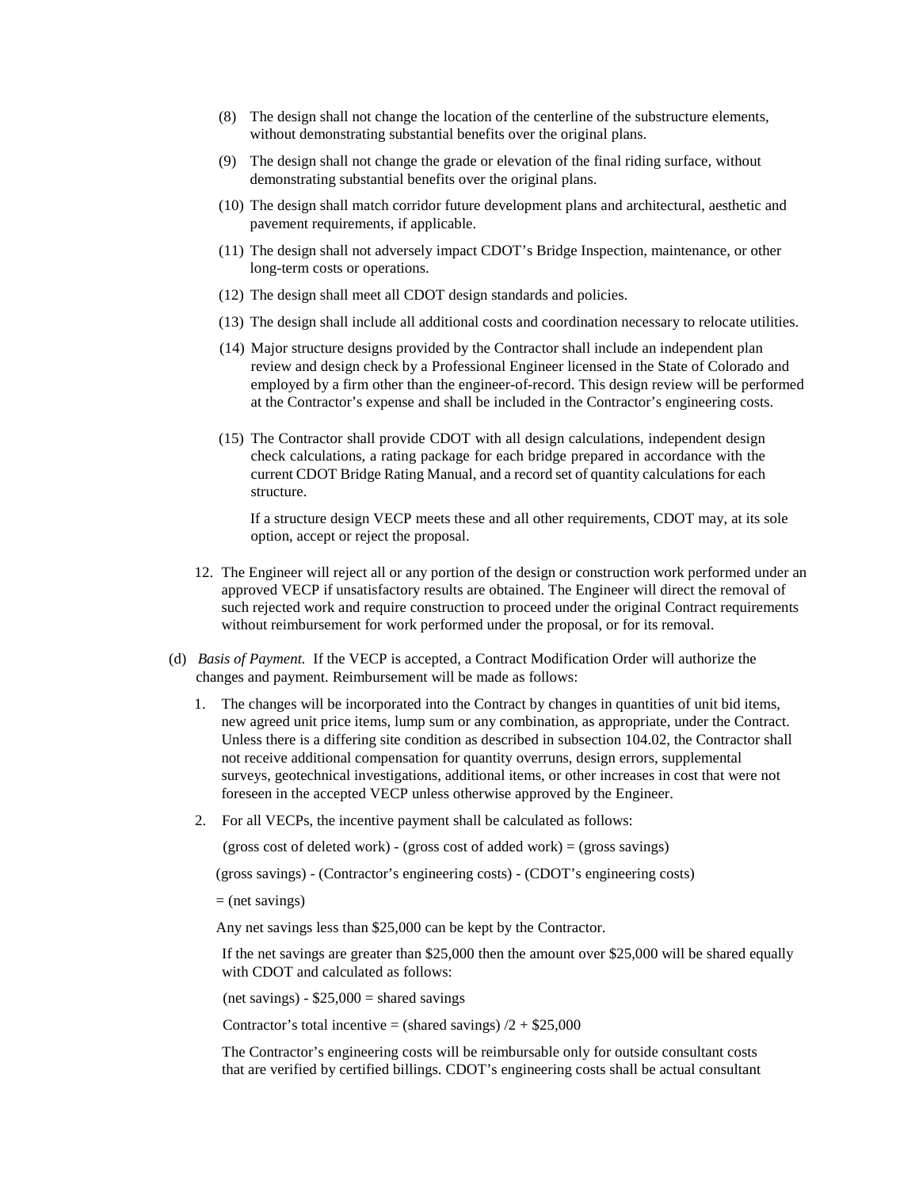(8) The design shall not change the location of the centerline of the substructure elements, without demonstrating substantial benefits over the original plans.

(9) The design shall not change the grade or elevation of the final riding surface, without demonstrating substantial benefits over the original plans.

(10) The design shall match corridor future development plans and architectural, aesthetic and pavement requirements, if applicable.

(11) The design shall not adversely impact CDOT's Bridge Inspection, maintenance, or other long-term costs or operations.

(12) The design shall meet all CDOT design standards and policies.

(13) The design shall include all additional costs and coordination necessary to relocate utilities.

(14) Major structure designs provided by the Contractor shall include an independent plan review and design check by a Professional Engineer licensed in the State of Colorado and employed by a firm other than the engineer-of-record. This design review will be performed at the Contractor's expense and shall be included in the Contractor's engineering costs.

(15) The Contractor shall provide CDOT with all design calculations, independent design check calculations, a rating package for each bridge prepared in accordance with the current CDOT Bridge Rating Manual, and a record set of quantity calculations for each structure.

If a structure design VECP meets these and all other requirements, CDOT may, at its sole option, accept or reject the proposal.

12. The Engineer will reject all or any portion of the design or construction work performed under an approved VECP if unsatisfactory results are obtained. The Engineer will direct the removal of such rejected work and require construction to proceed under the original Contract requirements without reimbursement for work performed under the proposal, or for its removal.

(d) *Basis of Payment.* If the VECP is accepted, a Contract Modification Order will authorize the changes and payment. Reimbursement will be made as follows:

1. The changes will be incorporated into the Contract by changes in quantities of unit bid items, new agreed unit price items, lump sum or any combination, as appropriate, under the Contract. Unless there is a differing site condition as described in subsection 104.02, the Contractor shall not receive additional compensation for quantity overruns, design errors, supplemental surveys, geotechnical investigations, additional items, or other increases in cost that were not foreseen in the accepted VECP unless otherwise approved by the Engineer.

2. For all VECPs, the incentive payment shall be calculated as follows:

   (gross cost of deleted work) - (gross cost of added work) = (gross savings)

   (gross savings) - (Contractor's engineering costs) - (CDOT's engineering costs)

   = (net savings)

   Any net savings less than \$25,000 can be kept by the Contractor.

   If the net savings are greater than \$25,000 then the amount over \$25,000 will be shared equally with CDOT and calculated as follows:

   (net savings) - \$25,000 = shared savings

   Contractor's total incentive = (shared savings) /2 + \$25,000

   The Contractor's engineering costs will be reimbursable only for outside consultant costs that are verified by certified billings. CDOT's engineering costs shall be actual consultant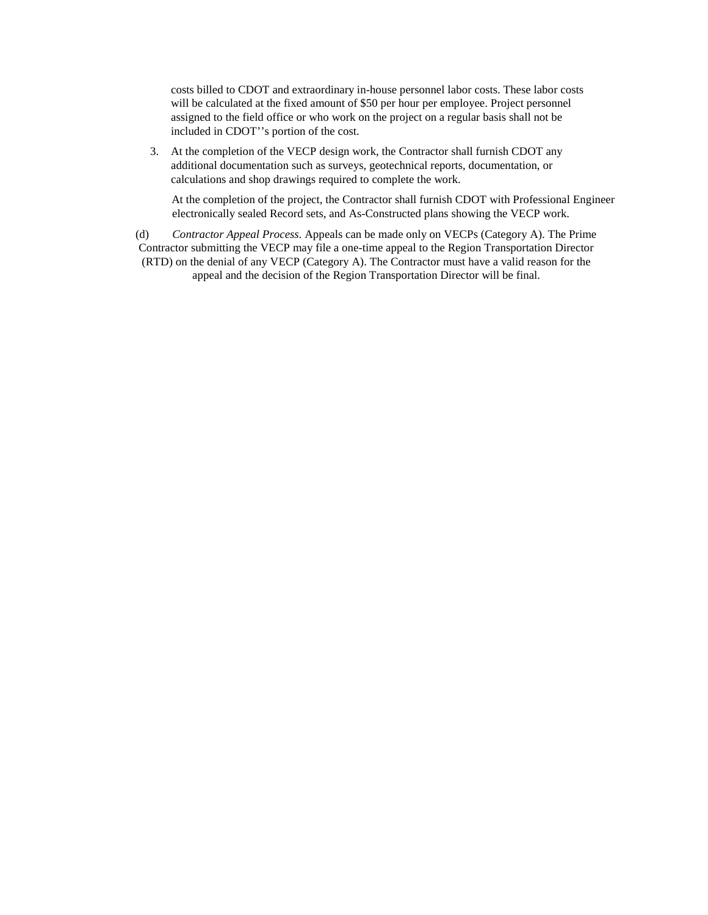costs billed to CDOT and extraordinary in-house personnel labor costs. These labor costs will be calculated at the fixed amount of $50 per hour per employee. Project personnel assigned to the field office or who work on the project on a regular basis shall not be included in CDOT''s portion of the cost.

3. At the completion of the VECP design work, the Contractor shall furnish CDOT any additional documentation such as surveys, geotechnical reports, documentation, or calculations and shop drawings required to complete the work.

   At the completion of the project, the Contractor shall furnish CDOT with Professional Engineer electronically sealed Record sets, and As-Constructed plans showing the VECP work.

(d) *Contractor Appeal Process*. Appeals can be made only on VECPs (Category A). The Prime Contractor submitting the VECP may file a one-time appeal to the Region Transportation Director (RTD) on the denial of any VECP (Category A). The Contractor must have a valid reason for the appeal and the decision of the Region Transportation Director will be final.